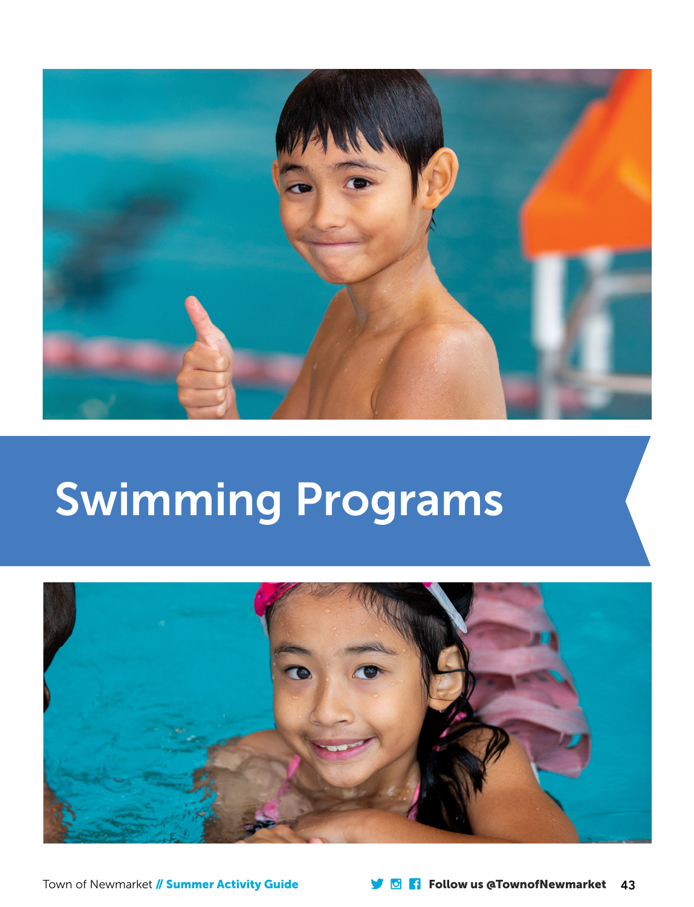# Swimming Programs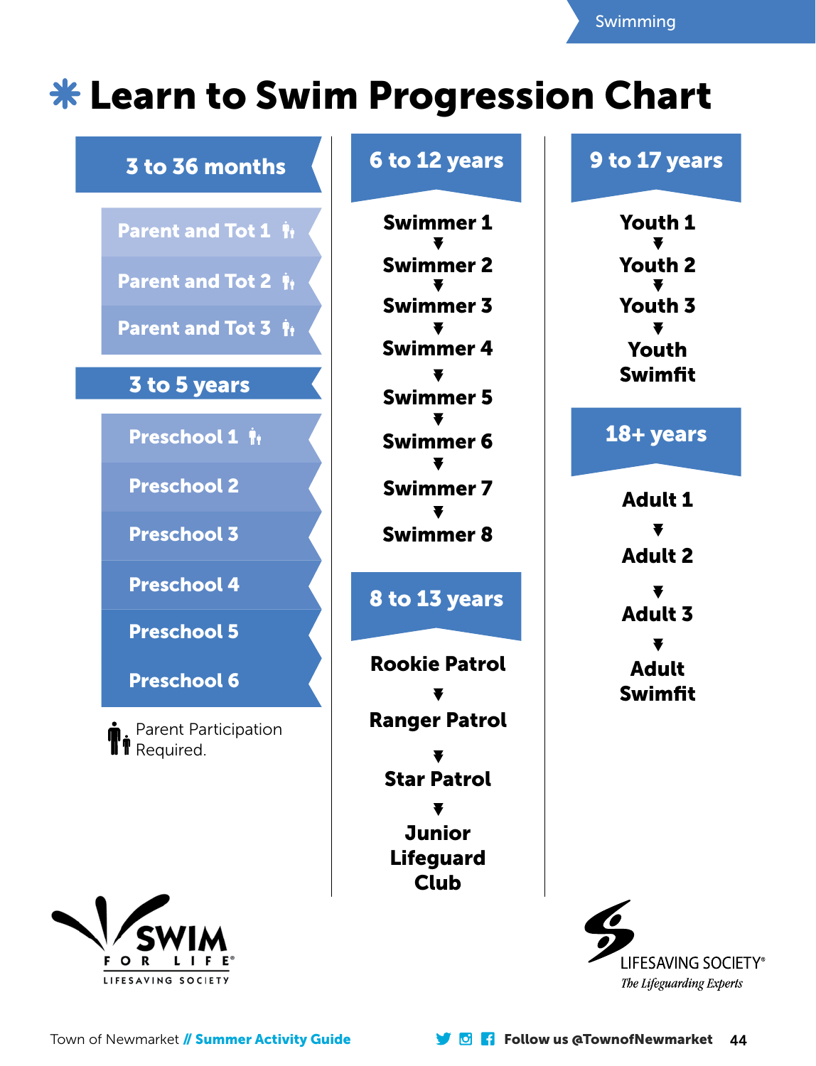# ✱ Learn to Swim Progression Chart

## 3 to 36 months

- Parent and Tot 1 (Parent Participation Required)
- Parent and Tot 2 (Parent Participation Required)
- Parent and Tot 3 (Parent Participation Required)

## 3 to 5 years

- Preschool 1 (Parent Participation Required)
- Preschool 2
- Preschool 3
- Preschool 4
- Preschool 5
- Preschool 6

Parent Participation Required.

## 6 to 12 years

**Swimmer 1**
↓
**Swimmer 2**
↓
**Swimmer 3**
↓
**Swimmer 4**
↓
**Swimmer 5**
↓
**Swimmer 6**
↓
**Swimmer 7**
↓
**Swimmer 8**

## 8 to 13 years

**Rookie Patrol**
↓
**Ranger Patrol**
↓
**Star Patrol**
↓
**Junior Lifeguard Club**

## 9 to 17 years

**Youth 1**
↓
**Youth 2**
↓
**Youth 3**
↓
**Youth Swimfit**

## 18+ years

**Adult 1**
↓
**Adult 2**
↓
**Adult 3**
↓
**Adult Swimfit**

SWIM FOR LIFE® LIFESAVING SOCIETY

LIFESAVING SOCIETY® *The Lifeguarding Experts*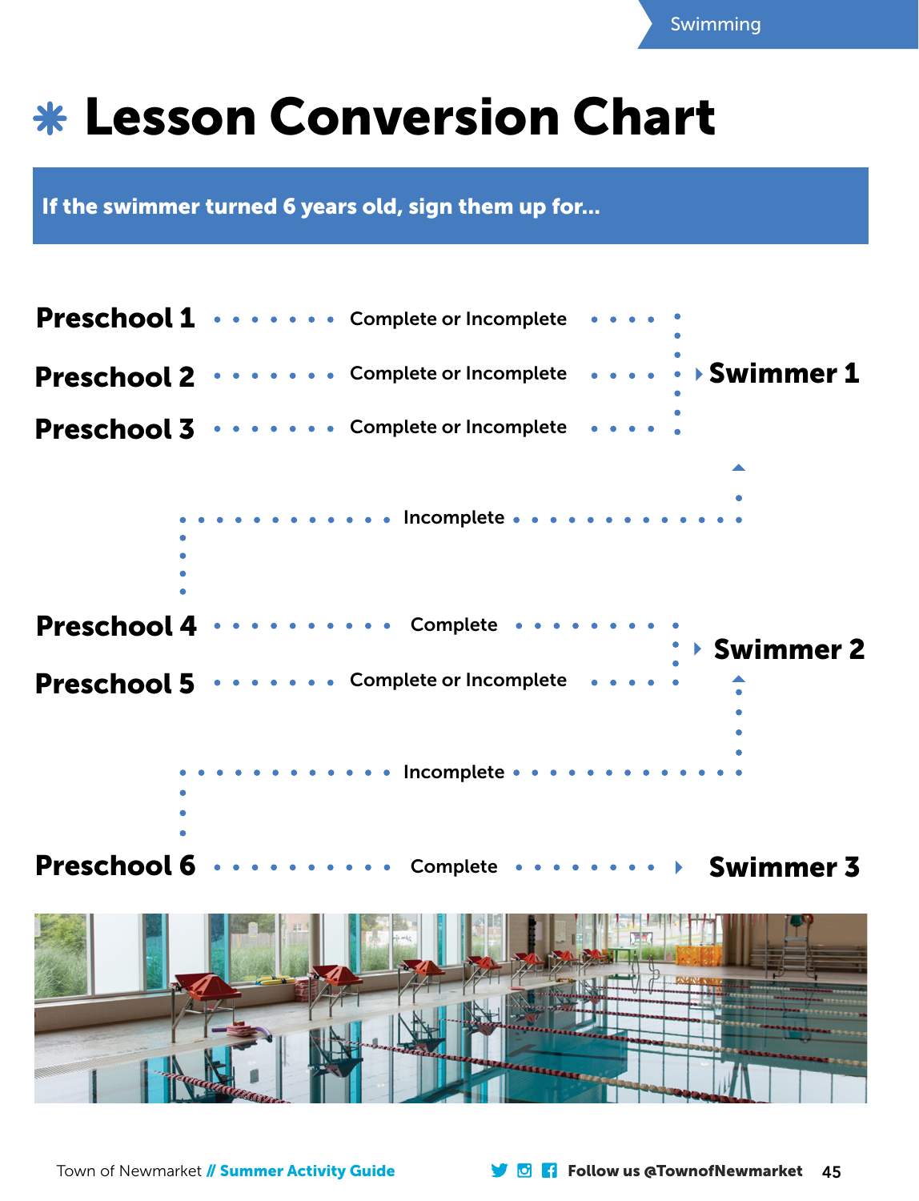# Lesson Conversion Chart

**If the swimmer turned 6 years old, sign them up for...**

| Level | Status | Sign up for |
|---|---|---|
| **Preschool 1** | Complete or Incomplete | **Swimmer 1** |
| **Preschool 2** | Complete or Incomplete | **Swimmer 1** |
| **Preschool 3** | Complete or Incomplete | **Swimmer 1** |
| **Preschool 4** | Incomplete | **Swimmer 1** |
| **Preschool 4** | Complete | **Swimmer 2** |
| **Preschool 5** | Complete or Incomplete | **Swimmer 2** |
| **Preschool 6** | Incomplete | **Swimmer 2** |
| **Preschool 6** | Complete | **Swimmer 3** |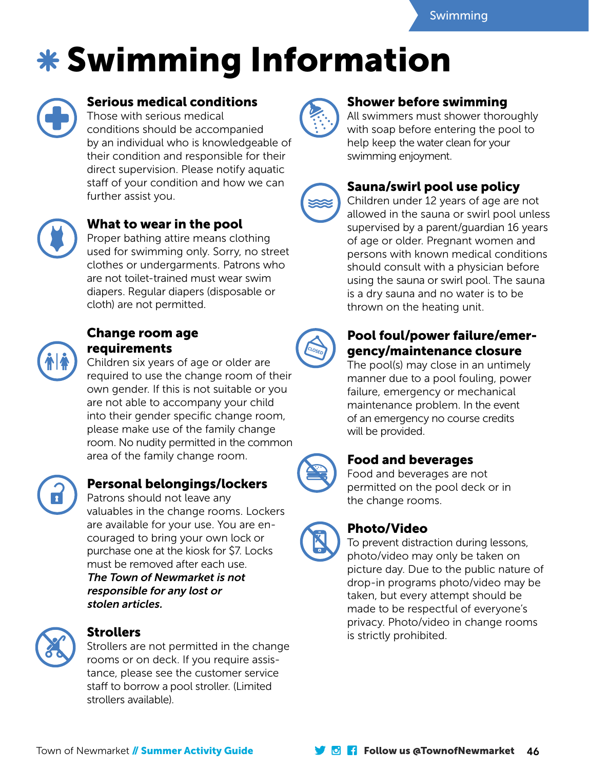# Swimming Information

## Serious medical conditions

Those with serious medical conditions should be accompanied by an individual who is knowledgeable of their condition and responsible for their direct supervision. Please notify aquatic staff of your condition and how we can further assist you.

## What to wear in the pool

Proper bathing attire means clothing used for swimming only. Sorry, no street clothes or undergarments. Patrons who are not toilet-trained must wear swim diapers. Regular diapers (disposable or cloth) are not permitted.

## Change room age requirements

Children six years of age or older are required to use the change room of their own gender. If this is not suitable or you are not able to accompany your child into their gender specific change room, please make use of the family change room. No nudity permitted in the common area of the family change room.

## Personal belongings/lockers

Patrons should not leave any valuables in the change rooms. Lockers are available for your use. You are encouraged to bring your own lock or purchase one at the kiosk for $7. Locks must be removed after each use.

***The Town of Newmarket is not responsible for any lost or stolen articles.***

## Strollers

Strollers are not permitted in the change rooms or on deck. If you require assistance, please see the customer service staff to borrow a pool stroller. (Limited strollers available).

## Shower before swimming

All swimmers must shower thoroughly with soap before entering the pool to help keep the water clean for your swimming enjoyment.

## Sauna/swirl pool use policy

Children under 12 years of age are not allowed in the sauna or swirl pool unless supervised by a parent/guardian 16 years of age or older. Pregnant women and persons with known medical conditions should consult with a physician before using the sauna or swirl pool. The sauna is a dry sauna and no water is to be thrown on the heating unit.

## Pool foul/power failure/emergency/maintenance closure

The pool(s) may close in an untimely manner due to a pool fouling, power failure, emergency or mechanical maintenance problem. In the event of an emergency no course credits will be provided.

## Food and beverages

Food and beverages are not permitted on the pool deck or in the change rooms.

## Photo/Video

To prevent distraction during lessons, photo/video may only be taken on picture day. Due to the public nature of drop-in programs photo/video may be taken, but every attempt should be made to be respectful of everyone's privacy. Photo/video in change rooms is strictly prohibited.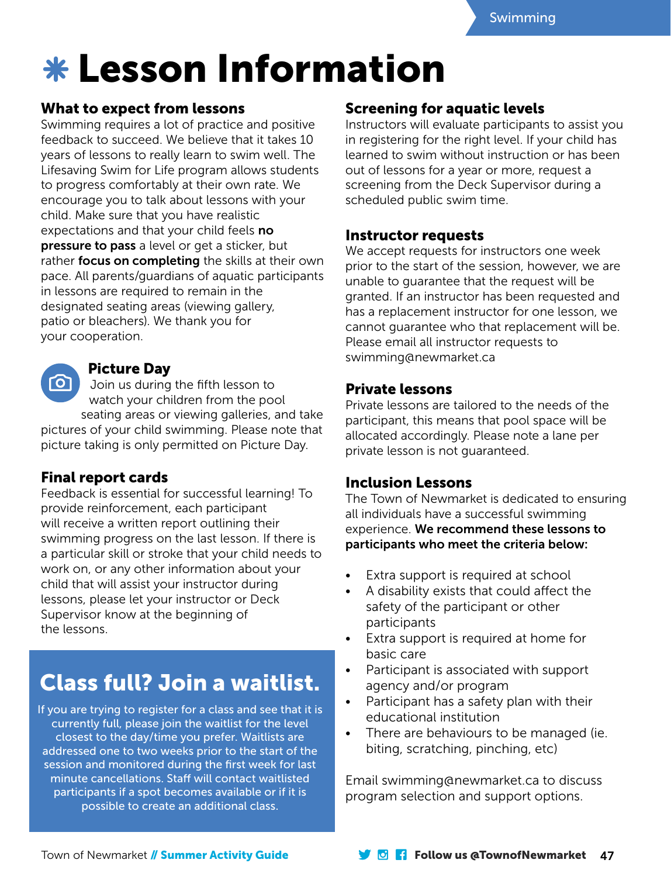# Lesson Information

## What to expect from lessons

Swimming requires a lot of practice and positive feedback to succeed. We believe that it takes 10 years of lessons to really learn to swim well. The Lifesaving Swim for Life program allows students to progress comfortably at their own rate. We encourage you to talk about lessons with your child. Make sure that you have realistic expectations and that your child feels **no pressure to pass** a level or get a sticker, but rather **focus on completing** the skills at their own pace. All parents/guardians of aquatic participants in lessons are required to remain in the designated seating areas (viewing gallery, patio or bleachers). We thank you for your cooperation.

## Picture Day

Join us during the fifth lesson to watch your children from the pool seating areas or viewing galleries, and take pictures of your child swimming. Please note that picture taking is only permitted on Picture Day.

## Final report cards

Feedback is essential for successful learning! To provide reinforcement, each participant will receive a written report outlining their swimming progress on the last lesson. If there is a particular skill or stroke that your child needs to work on, or any other information about your child that will assist your instructor during lessons, please let your instructor or Deck Supervisor know at the beginning of the lessons.

## Class full? Join a waitlist.

If you are trying to register for a class and see that it is currently full, please join the waitlist for the level closest to the day/time you prefer. Waitlists are addressed one to two weeks prior to the start of the session and monitored during the first week for last minute cancellations. Staff will contact waitlisted participants if a spot becomes available or if it is possible to create an additional class.

## Screening for aquatic levels

Instructors will evaluate participants to assist you in registering for the right level. If your child has learned to swim without instruction or has been out of lessons for a year or more, request a screening from the Deck Supervisor during a scheduled public swim time.

## Instructor requests

We accept requests for instructors one week prior to the start of the session, however, we are unable to guarantee that the request will be granted. If an instructor has been requested and has a replacement instructor for one lesson, we cannot guarantee who that replacement will be. Please email all instructor requests to swimming@newmarket.ca

## Private lessons

Private lessons are tailored to the needs of the participant, this means that pool space will be allocated accordingly. Please note a lane per private lesson is not guaranteed.

## Inclusion Lessons

The Town of Newmarket is dedicated to ensuring all individuals have a successful swimming experience. **We recommend these lessons to participants who meet the criteria below:**

- Extra support is required at school
- A disability exists that could affect the safety of the participant or other participants
- Extra support is required at home for basic care
- Participant is associated with support agency and/or program
- Participant has a safety plan with their educational institution
- There are behaviours to be managed (ie. biting, scratching, pinching, etc)

Email swimming@newmarket.ca to discuss program selection and support options.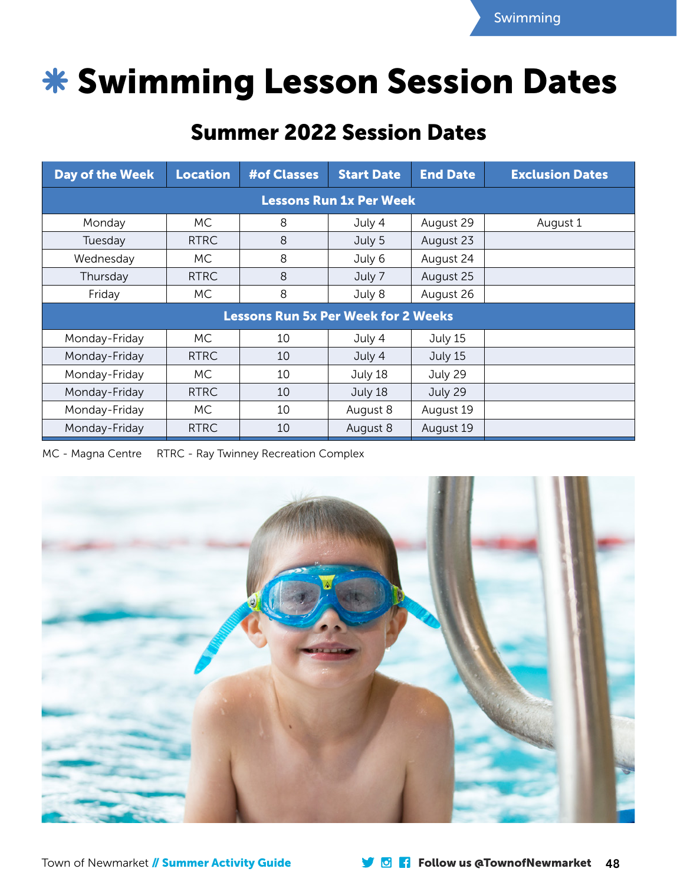# Swimming Lesson Session Dates

## Summer 2022 Session Dates

| Day of the Week | Location | #of Classes | Start Date | End Date | Exclusion Dates |
|---|---|---|---|---|---|
| **Lessons Run 1x Per Week** | | | | | |
| Monday | MC | 8 | July 4 | August 29 | August 1 |
| Tuesday | RTRC | 8 | July 5 | August 23 | |
| Wednesday | MC | 8 | July 6 | August 24 | |
| Thursday | RTRC | 8 | July 7 | August 25 | |
| Friday | MC | 8 | July 8 | August 26 | |
| **Lessons Run 5x Per Week for 2 Weeks** | | | | | |
| Monday-Friday | MC | 10 | July 4 | July 15 | |
| Monday-Friday | RTRC | 10 | July 4 | July 15 | |
| Monday-Friday | MC | 10 | July 18 | July 29 | |
| Monday-Friday | RTRC | 10 | July 18 | July 29 | |
| Monday-Friday | MC | 10 | August 8 | August 19 | |
| Monday-Friday | RTRC | 10 | August 8 | August 19 | |

MC - Magna Centre     RTRC - Ray Twinney Recreation Complex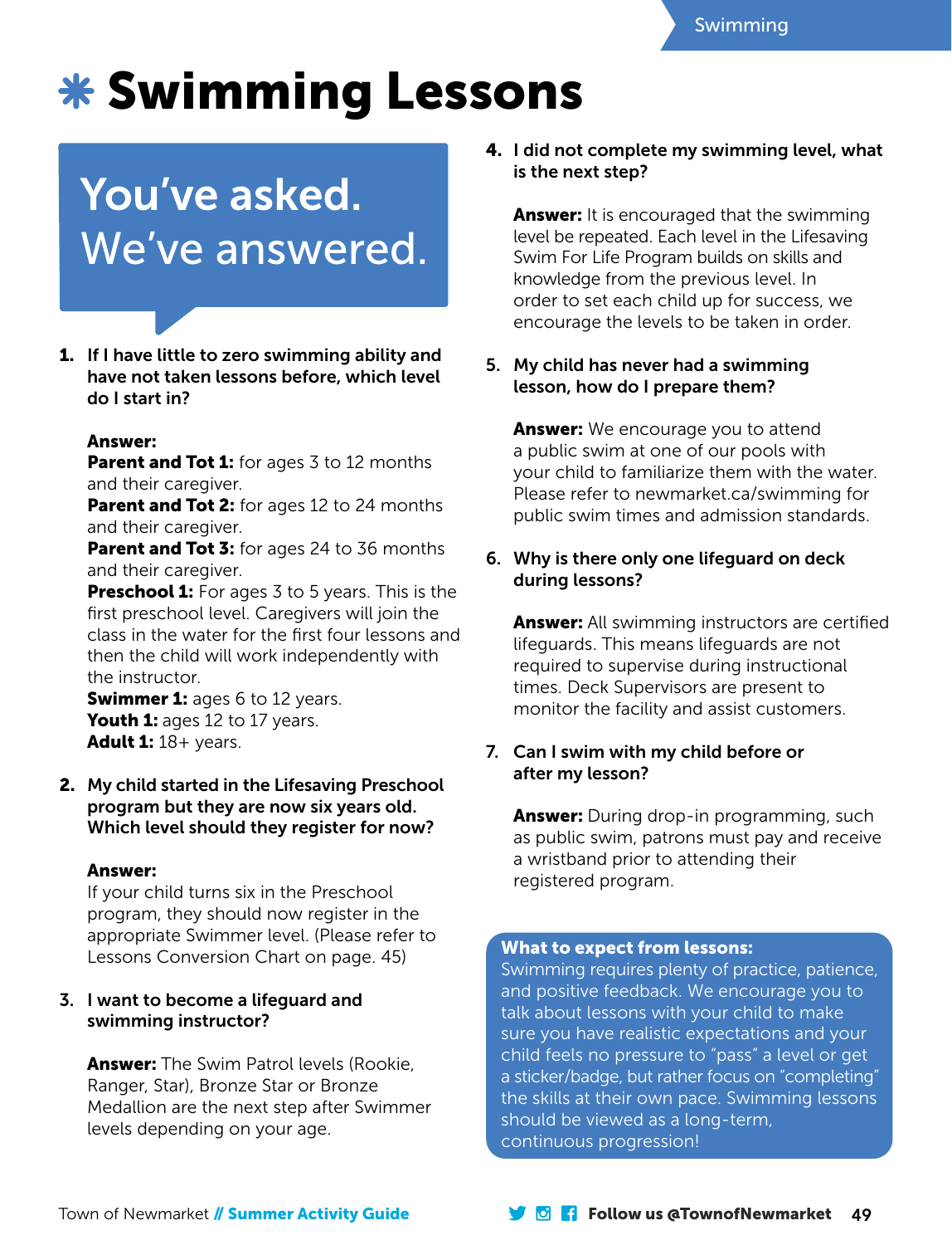# Swimming Lessons

## You've asked. We've answered.

1. **If I have little to zero swimming ability and have not taken lessons before, which level do I start in?**

   **Answer:**
   **Parent and Tot 1:** for ages 3 to 12 months and their caregiver.
   **Parent and Tot 2:** for ages 12 to 24 months and their caregiver.
   **Parent and Tot 3:** for ages 24 to 36 months and their caregiver.
   **Preschool 1:** For ages 3 to 5 years. This is the first preschool level. Caregivers will join the class in the water for the first four lessons and then the child will work independently with the instructor.
   **Swimmer 1:** ages 6 to 12 years.
   **Youth 1:** ages 12 to 17 years.
   **Adult 1:** 18+ years.

2. **My child started in the Lifesaving Preschool program but they are now six years old. Which level should they register for now?**

   **Answer:**
   If your child turns six in the Preschool program, they should now register in the appropriate Swimmer level. (Please refer to Lessons Conversion Chart on page. 45)

3. **I want to become a lifeguard and swimming instructor?**

   **Answer:** The Swim Patrol levels (Rookie, Ranger, Star), Bronze Star or Bronze Medallion are the next step after Swimmer levels depending on your age.

4. **I did not complete my swimming level, what is the next step?**

   **Answer:** It is encouraged that the swimming level be repeated. Each level in the Lifesaving Swim For Life Program builds on skills and knowledge from the previous level. In order to set each child up for success, we encourage the levels to be taken in order.

5. **My child has never had a swimming lesson, how do I prepare them?**

   **Answer:** We encourage you to attend a public swim at one of our pools with your child to familiarize them with the water. Please refer to newmarket.ca/swimming for public swim times and admission standards.

6. **Why is there only one lifeguard on deck during lessons?**

   **Answer:** All swimming instructors are certified lifeguards. This means lifeguards are not required to supervise during instructional times. Deck Supervisors are present to monitor the facility and assist customers.

7. **Can I swim with my child before or after my lesson?**

   **Answer:** During drop-in programming, such as public swim, patrons must pay and receive a wristband prior to attending their registered program.

**What to expect from lessons:**
Swimming requires plenty of practice, patience, and positive feedback. We encourage you to talk about lessons with your child to make sure you have realistic expectations and your child feels no pressure to "pass" a level or get a sticker/badge, but rather focus on "completing" the skills at their own pace. Swimming lessons should be viewed as a long-term, continuous progression!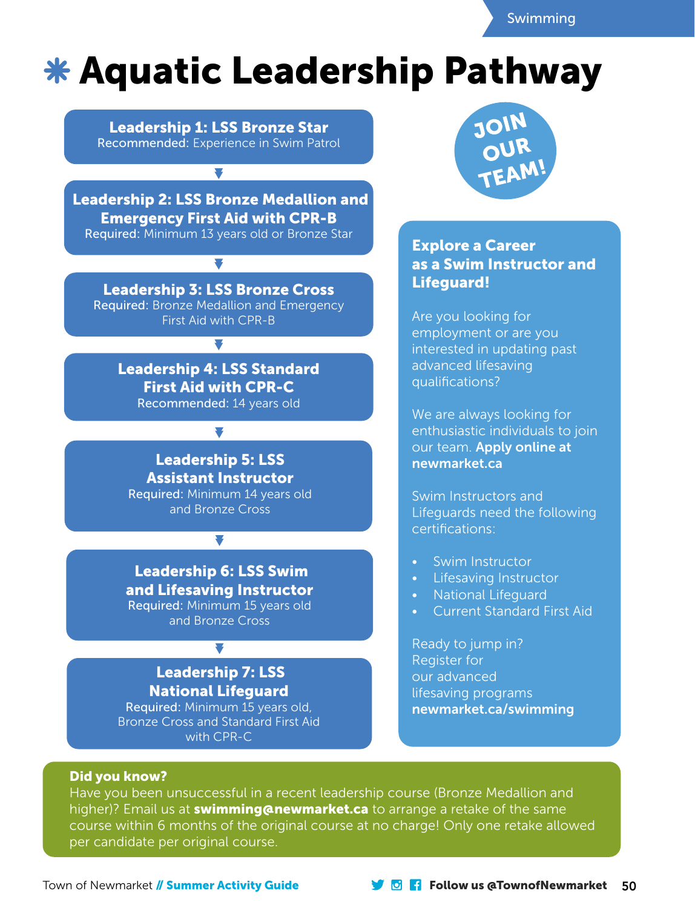# Aquatic Leadership Pathway

**Leadership 1: LSS Bronze Star**
Recommended: Experience in Swim Patrol

**Leadership 2: LSS Bronze Medallion and Emergency First Aid with CPR-B**
Required: Minimum 13 years old or Bronze Star

**Leadership 3: LSS Bronze Cross**
Required: Bronze Medallion and Emergency First Aid with CPR-B

**Leadership 4: LSS Standard First Aid with CPR-C**
Recommended: 14 years old

**Leadership 5: LSS Assistant Instructor**
Required: Minimum 14 years old and Bronze Cross

**Leadership 6: LSS Swim and Lifesaving Instructor**
Required: Minimum 15 years old and Bronze Cross

**Leadership 7: LSS National Lifeguard**
Required: Minimum 15 years old, Bronze Cross and Standard First Aid with CPR-C

JOIN OUR TEAM!

## Explore a Career as a Swim Instructor and Lifeguard!

Are you looking for employment or are you interested in updating past advanced lifesaving qualifications?

We are always looking for enthusiastic individuals to join our team. **Apply online at newmarket.ca**

Swim Instructors and Lifeguards need the following certifications:

- Swim Instructor
- Lifesaving Instructor
- National Lifeguard
- Current Standard First Aid

Ready to jump in? Register for our advanced lifesaving programs **newmarket.ca/swimming**

**Did you know?**
Have you been unsuccessful in a recent leadership course (Bronze Medallion and higher)? Email us at **swimming@newmarket.ca** to arrange a retake of the same course within 6 months of the original course at no charge! Only one retake allowed per candidate per original course.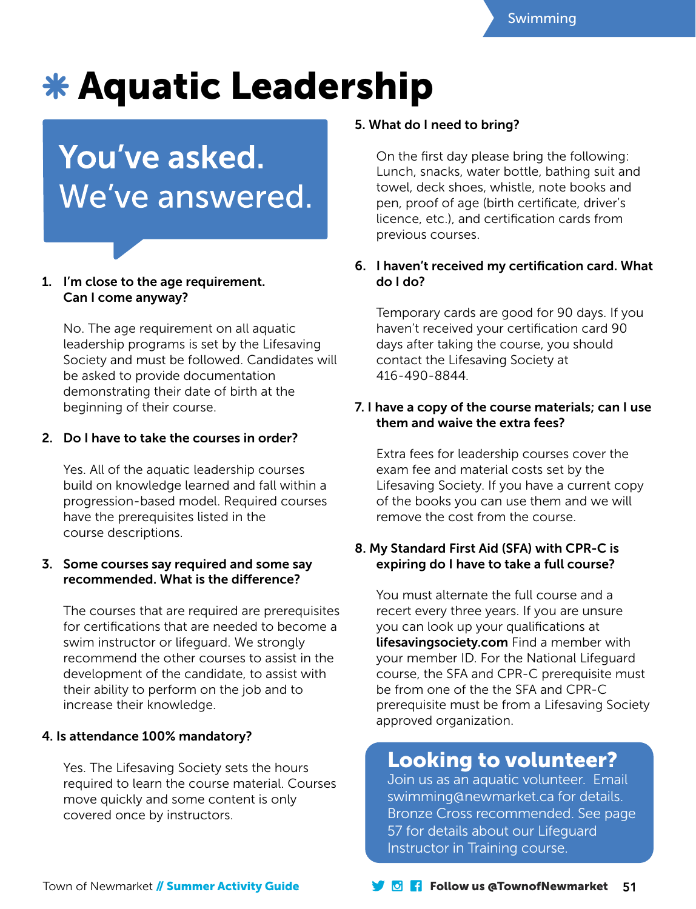# Aquatic Leadership

## You've asked. We've answered.

1. **I'm close to the age requirement. Can I come anyway?**

   No. The age requirement on all aquatic leadership programs is set by the Lifesaving Society and must be followed. Candidates will be asked to provide documentation demonstrating their date of birth at the beginning of their course.

2. **Do I have to take the courses in order?**

   Yes. All of the aquatic leadership courses build on knowledge learned and fall within a progression-based model. Required courses have the prerequisites listed in the course descriptions.

3. **Some courses say required and some say recommended. What is the difference?**

   The courses that are required are prerequisites for certifications that are needed to become a swim instructor or lifeguard. We strongly recommend the other courses to assist in the development of the candidate, to assist with their ability to perform on the job and to increase their knowledge.

4. **Is attendance 100% mandatory?**

   Yes. The Lifesaving Society sets the hours required to learn the course material. Courses move quickly and some content is only covered once by instructors.

5. **What do I need to bring?**

   On the first day please bring the following: Lunch, snacks, water bottle, bathing suit and towel, deck shoes, whistle, note books and pen, proof of age (birth certificate, driver's licence, etc.), and certification cards from previous courses.

6. **I haven't received my certification card. What do I do?**

   Temporary cards are good for 90 days. If you haven't received your certification card 90 days after taking the course, you should contact the Lifesaving Society at 416-490-8844.

7. **I have a copy of the course materials; can I use them and waive the extra fees?**

   Extra fees for leadership courses cover the exam fee and material costs set by the Lifesaving Society. If you have a current copy of the books you can use them and we will remove the cost from the course.

8. **My Standard First Aid (SFA) with CPR-C is expiring do I have to take a full course?**

   You must alternate the full course and a recert every three years. If you are unsure you can look up your qualifications at **lifesavingsociety.com** Find a member with your member ID. For the National Lifeguard course, the SFA and CPR-C prerequisite must be from one of the the SFA and CPR-C prerequisite must be from a Lifesaving Society approved organization.

## Looking to volunteer?

Join us as an aquatic volunteer. Email swimming@newmarket.ca for details. Bronze Cross recommended. See page 57 for details about our Lifeguard Instructor in Training course.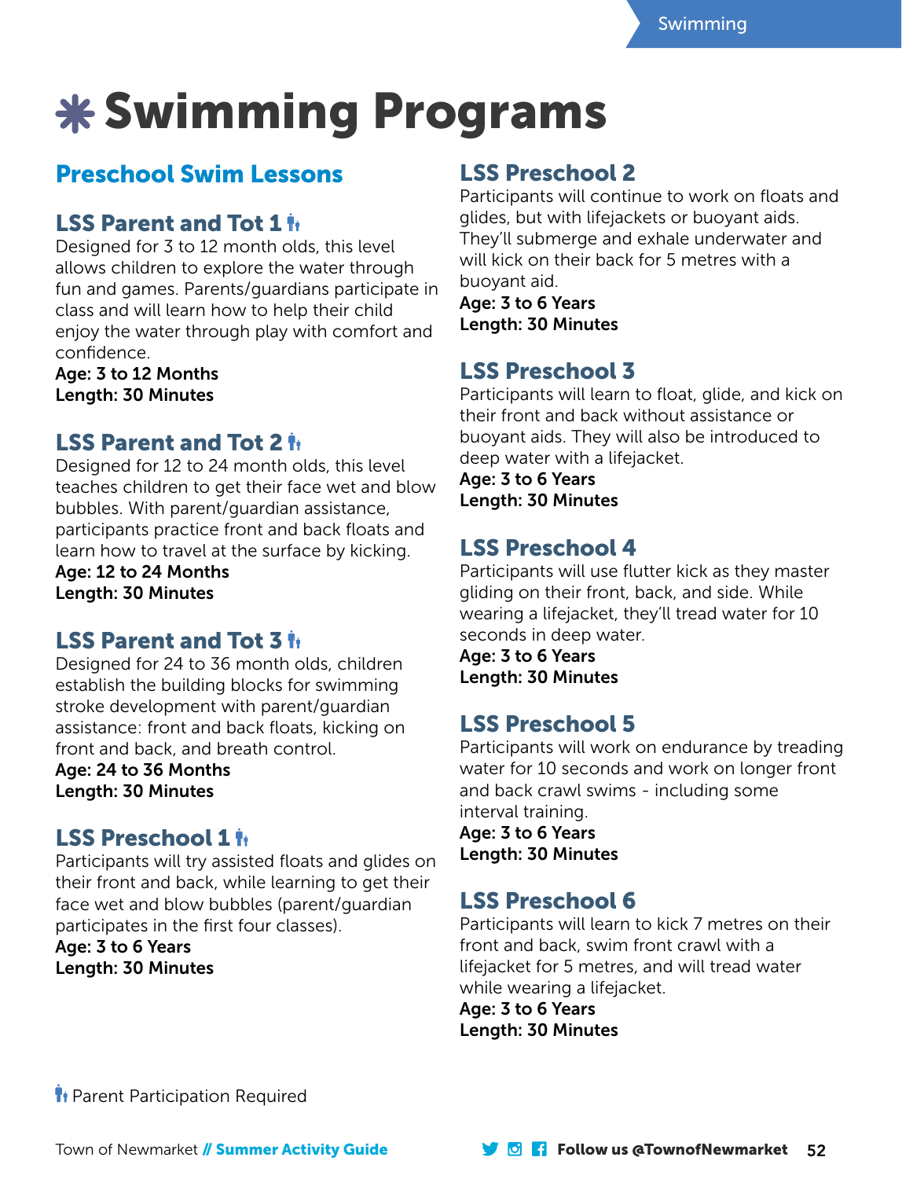# ✱ Swimming Programs

## Preschool Swim Lessons

### LSS Parent and Tot 1 🚸

Designed for 3 to 12 month olds, this level allows children to explore the water through fun and games. Parents/guardians participate in class and will learn how to help their child enjoy the water through play with comfort and confidence.

**Age: 3 to 12 Months**
**Length: 30 Minutes**

### LSS Parent and Tot 2 🚸

Designed for 12 to 24 month olds, this level teaches children to get their face wet and blow bubbles. With parent/guardian assistance, participants practice front and back floats and learn how to travel at the surface by kicking.

**Age: 12 to 24 Months**
**Length: 30 Minutes**

### LSS Parent and Tot 3 🚸

Designed for 24 to 36 month olds, children establish the building blocks for swimming stroke development with parent/guardian assistance: front and back floats, kicking on front and back, and breath control.

**Age: 24 to 36 Months**
**Length: 30 Minutes**

### LSS Preschool 1 🚸

Participants will try assisted floats and glides on their front and back, while learning to get their face wet and blow bubbles (parent/guardian participates in the first four classes).

**Age: 3 to 6 Years**
**Length: 30 Minutes**

### LSS Preschool 2

Participants will continue to work on floats and glides, but with lifejackets or buoyant aids. They'll submerge and exhale underwater and will kick on their back for 5 metres with a buoyant aid.

**Age: 3 to 6 Years**
**Length: 30 Minutes**

### LSS Preschool 3

Participants will learn to float, glide, and kick on their front and back without assistance or buoyant aids. They will also be introduced to deep water with a lifejacket.

**Age: 3 to 6 Years**
**Length: 30 Minutes**

### LSS Preschool 4

Participants will use flutter kick as they master gliding on their front, back, and side. While wearing a lifejacket, they'll tread water for 10 seconds in deep water.

**Age: 3 to 6 Years**
**Length: 30 Minutes**

### LSS Preschool 5

Participants will work on endurance by treading water for 10 seconds and work on longer front and back crawl swims - including some interval training.

**Age: 3 to 6 Years**
**Length: 30 Minutes**

### LSS Preschool 6

Participants will learn to kick 7 metres on their front and back, swim front crawl with a lifejacket for 5 metres, and will tread water while wearing a lifejacket.

**Age: 3 to 6 Years**
**Length: 30 Minutes**

🚸 Parent Participation Required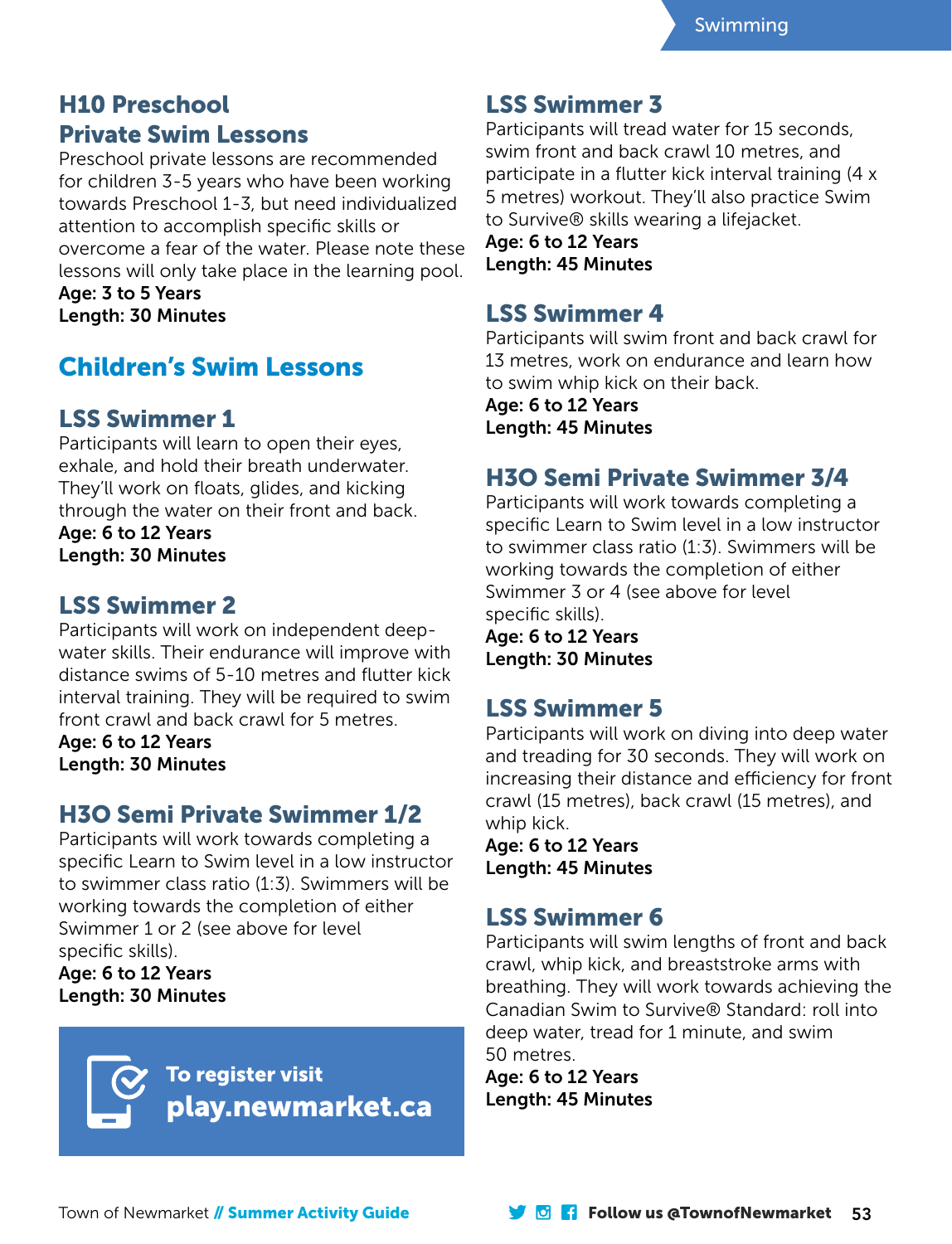### H10 Preschool Private Swim Lessons

Preschool private lessons are recommended for children 3-5 years who have been working towards Preschool 1-3, but need individualized attention to accomplish specific skills or overcome a fear of the water. Please note these lessons will only take place in the learning pool.

**Age: 3 to 5 Years**
**Length: 30 Minutes**

## Children's Swim Lessons

### LSS Swimmer 1

Participants will learn to open their eyes, exhale, and hold their breath underwater. They'll work on floats, glides, and kicking through the water on their front and back.

**Age: 6 to 12 Years**
**Length: 30 Minutes**

### LSS Swimmer 2

Participants will work on independent deep-water skills. Their endurance will improve with distance swims of 5-10 metres and flutter kick interval training. They will be required to swim front crawl and back crawl for 5 metres.

**Age: 6 to 12 Years**
**Length: 30 Minutes**

### H3O Semi Private Swimmer 1/2

Participants will work towards completing a specific Learn to Swim level in a low instructor to swimmer class ratio (1:3). Swimmers will be working towards the completion of either Swimmer 1 or 2 (see above for level specific skills).

**Age: 6 to 12 Years**
**Length: 30 Minutes**

**To register visit play.newmarket.ca**

### LSS Swimmer 3

Participants will tread water for 15 seconds, swim front and back crawl 10 metres, and participate in a flutter kick interval training (4 x 5 metres) workout. They'll also practice Swim to Survive® skills wearing a lifejacket.

**Age: 6 to 12 Years**
**Length: 45 Minutes**

### LSS Swimmer 4

Participants will swim front and back crawl for 13 metres, work on endurance and learn how to swim whip kick on their back.

**Age: 6 to 12 Years**
**Length: 45 Minutes**

### H3O Semi Private Swimmer 3/4

Participants will work towards completing a specific Learn to Swim level in a low instructor to swimmer class ratio (1:3). Swimmers will be working towards the completion of either Swimmer 3 or 4 (see above for level specific skills).

**Age: 6 to 12 Years**
**Length: 30 Minutes**

### LSS Swimmer 5

Participants will work on diving into deep water and treading for 30 seconds. They will work on increasing their distance and efficiency for front crawl (15 metres), back crawl (15 metres), and whip kick.

**Age: 6 to 12 Years**
**Length: 45 Minutes**

### LSS Swimmer 6

Participants will swim lengths of front and back crawl, whip kick, and breaststroke arms with breathing. They will work towards achieving the Canadian Swim to Survive® Standard: roll into deep water, tread for 1 minute, and swim 50 metres.

**Age: 6 to 12 Years**
**Length: 45 Minutes**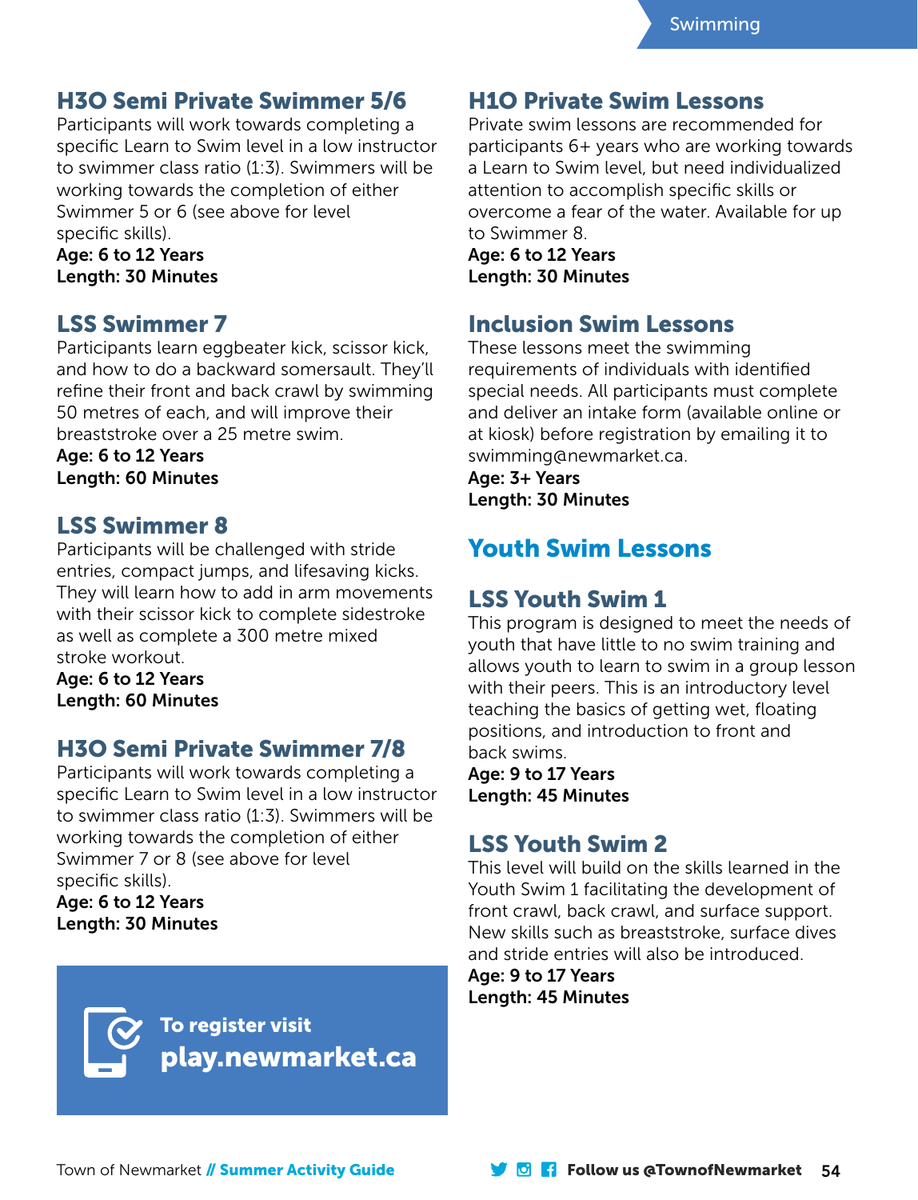### H3O Semi Private Swimmer 5/6

Participants will work towards completing a specific Learn to Swim level in a low instructor to swimmer class ratio (1:3). Swimmers will be working towards the completion of either Swimmer 5 or 6 (see above for level specific skills).

**Age: 6 to 12 Years**
**Length: 30 Minutes**

### LSS Swimmer 7

Participants learn eggbeater kick, scissor kick, and how to do a backward somersault. They'll refine their front and back crawl by swimming 50 metres of each, and will improve their breaststroke over a 25 metre swim.

**Age: 6 to 12 Years**
**Length: 60 Minutes**

### LSS Swimmer 8

Participants will be challenged with stride entries, compact jumps, and lifesaving kicks. They will learn how to add in arm movements with their scissor kick to complete sidestroke as well as complete a 300 metre mixed stroke workout.

**Age: 6 to 12 Years**
**Length: 60 Minutes**

### H3O Semi Private Swimmer 7/8

Participants will work towards completing a specific Learn to Swim level in a low instructor to swimmer class ratio (1:3). Swimmers will be working towards the completion of either Swimmer 7 or 8 (see above for level specific skills).

**Age: 6 to 12 Years**
**Length: 30 Minutes**

**To register visit**
**play.newmarket.ca**

### H1O Private Swim Lessons

Private swim lessons are recommended for participants 6+ years who are working towards a Learn to Swim level, but need individualized attention to accomplish specific skills or overcome a fear of the water. Available for up to Swimmer 8.

**Age: 6 to 12 Years**
**Length: 30 Minutes**

### Inclusion Swim Lessons

These lessons meet the swimming requirements of individuals with identified special needs. All participants must complete and deliver an intake form (available online or at kiosk) before registration by emailing it to swimming@newmarket.ca.

**Age: 3+ Years**
**Length: 30 Minutes**

## Youth Swim Lessons

### LSS Youth Swim 1

This program is designed to meet the needs of youth that have little to no swim training and allows youth to learn to swim in a group lesson with their peers. This is an introductory level teaching the basics of getting wet, floating positions, and introduction to front and back swims.

**Age: 9 to 17 Years**
**Length: 45 Minutes**

### LSS Youth Swim 2

This level will build on the skills learned in the Youth Swim 1 facilitating the development of front crawl, back crawl, and surface support. New skills such as breaststroke, surface dives and stride entries will also be introduced.

**Age: 9 to 17 Years**
**Length: 45 Minutes**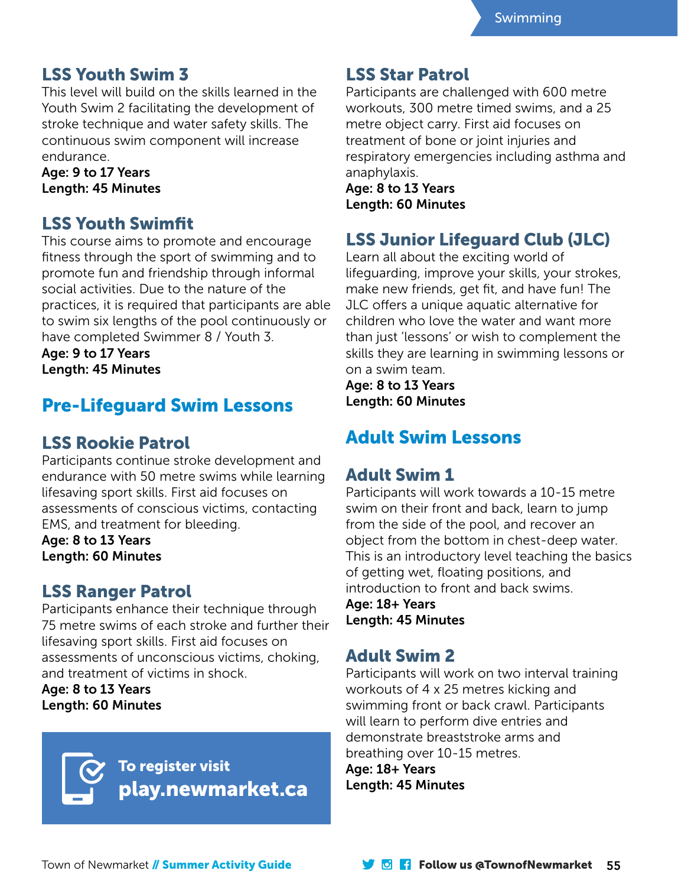### LSS Youth Swim 3

This level will build on the skills learned in the Youth Swim 2 facilitating the development of stroke technique and water safety skills. The continuous swim component will increase endurance.

**Age: 9 to 17 Years**
**Length: 45 Minutes**

### LSS Youth Swimfit

This course aims to promote and encourage fitness through the sport of swimming and to promote fun and friendship through informal social activities. Due to the nature of the practices, it is required that participants are able to swim six lengths of the pool continuously or have completed Swimmer 8 / Youth 3.

**Age: 9 to 17 Years**
**Length: 45 Minutes**

## Pre-Lifeguard Swim Lessons

### LSS Rookie Patrol

Participants continue stroke development and endurance with 50 metre swims while learning lifesaving sport skills. First aid focuses on assessments of conscious victims, contacting EMS, and treatment for bleeding.

**Age: 8 to 13 Years**
**Length: 60 Minutes**

### LSS Ranger Patrol

Participants enhance their technique through 75 metre swims of each stroke and further their lifesaving sport skills. First aid focuses on assessments of unconscious victims, choking, and treatment of victims in shock.

**Age: 8 to 13 Years**
**Length: 60 Minutes**

**To register visit**
**play.newmarket.ca**

### LSS Star Patrol

Participants are challenged with 600 metre workouts, 300 metre timed swims, and a 25 metre object carry. First aid focuses on treatment of bone or joint injuries and respiratory emergencies including asthma and anaphylaxis.

**Age: 8 to 13 Years**
**Length: 60 Minutes**

### LSS Junior Lifeguard Club (JLC)

Learn all about the exciting world of lifeguarding, improve your skills, your strokes, make new friends, get fit, and have fun! The JLC offers a unique aquatic alternative for children who love the water and want more than just 'lessons' or wish to complement the skills they are learning in swimming lessons or on a swim team.

**Age: 8 to 13 Years**
**Length: 60 Minutes**

## Adult Swim Lessons

### Adult Swim 1

Participants will work towards a 10-15 metre swim on their front and back, learn to jump from the side of the pool, and recover an object from the bottom in chest-deep water. This is an introductory level teaching the basics of getting wet, floating positions, and introduction to front and back swims.

**Age: 18+ Years**
**Length: 45 Minutes**

### Adult Swim 2

Participants will work on two interval training workouts of 4 x 25 metres kicking and swimming front or back crawl. Participants will learn to perform dive entries and demonstrate breaststroke arms and breathing over 10-15 metres.

**Age: 18+ Years**
**Length: 45 Minutes**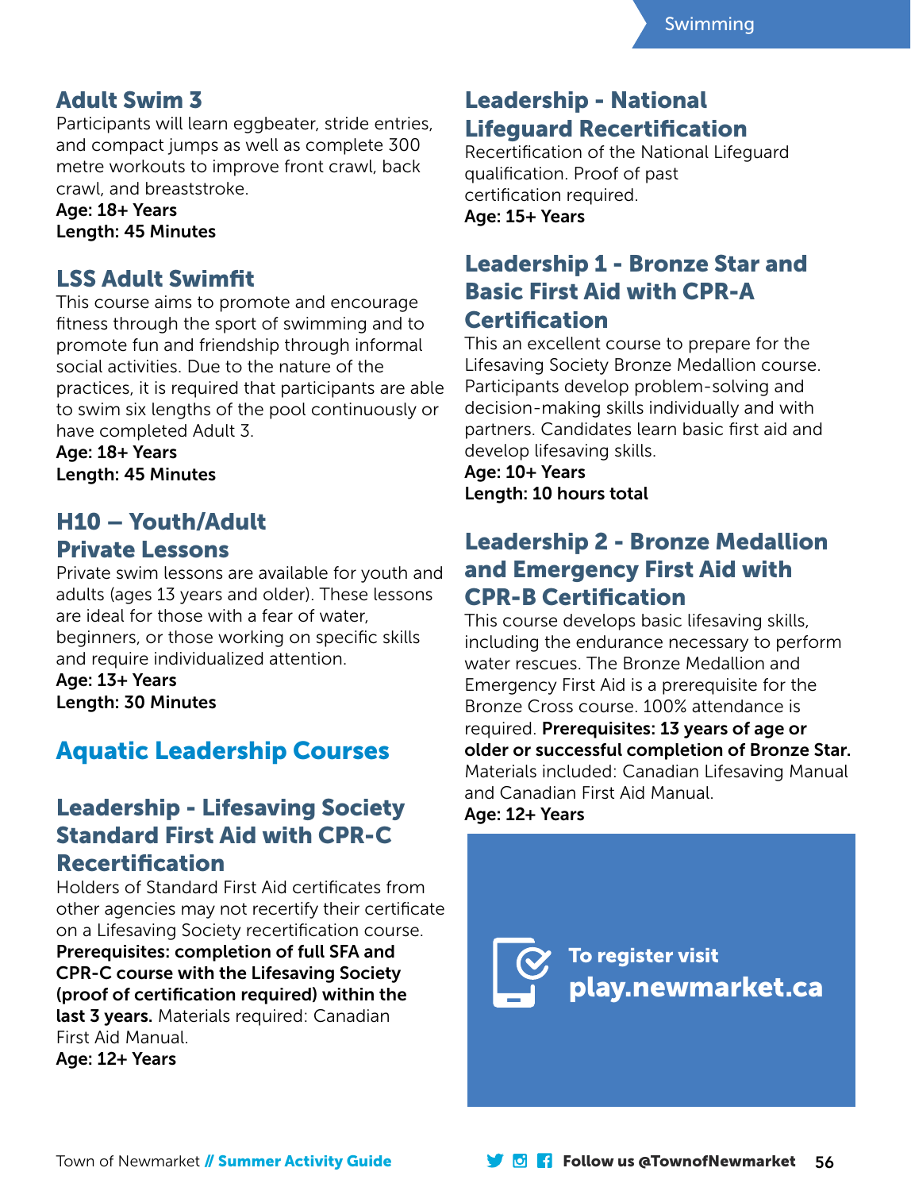### Adult Swim 3

Participants will learn eggbeater, stride entries, and compact jumps as well as complete 300 metre workouts to improve front crawl, back crawl, and breaststroke.

**Age: 18+ Years**
**Length: 45 Minutes**

### LSS Adult Swimfit

This course aims to promote and encourage fitness through the sport of swimming and to promote fun and friendship through informal social activities. Due to the nature of the practices, it is required that participants are able to swim six lengths of the pool continuously or have completed Adult 3.

**Age: 18+ Years**
**Length: 45 Minutes**

### H10 – Youth/Adult Private Lessons

Private swim lessons are available for youth and adults (ages 13 years and older). These lessons are ideal for those with a fear of water, beginners, or those working on specific skills and require individualized attention.

**Age: 13+ Years**
**Length: 30 Minutes**

## Aquatic Leadership Courses

### Leadership - Lifesaving Society Standard First Aid with CPR-C Recertification

Holders of Standard First Aid certificates from other agencies may not recertify their certificate on a Lifesaving Society recertification course. **Prerequisites: completion of full SFA and CPR-C course with the Lifesaving Society (proof of certification required) within the last 3 years.** Materials required: Canadian First Aid Manual.

**Age: 12+ Years**

### Leadership - National Lifeguard Recertification

Recertification of the National Lifeguard qualification. Proof of past certification required.

**Age: 15+ Years**

### Leadership 1 - Bronze Star and Basic First Aid with CPR-A Certification

This an excellent course to prepare for the Lifesaving Society Bronze Medallion course. Participants develop problem-solving and decision-making skills individually and with partners. Candidates learn basic first aid and develop lifesaving skills.

**Age: 10+ Years**
**Length: 10 hours total**

### Leadership 2 - Bronze Medallion and Emergency First Aid with CPR-B Certification

This course develops basic lifesaving skills, including the endurance necessary to perform water rescues. The Bronze Medallion and Emergency First Aid is a prerequisite for the Bronze Cross course. 100% attendance is required. **Prerequisites: 13 years of age or older or successful completion of Bronze Star.** Materials included: Canadian Lifesaving Manual and Canadian First Aid Manual.

**Age: 12+ Years**

**To register visit**
**play.newmarket.ca**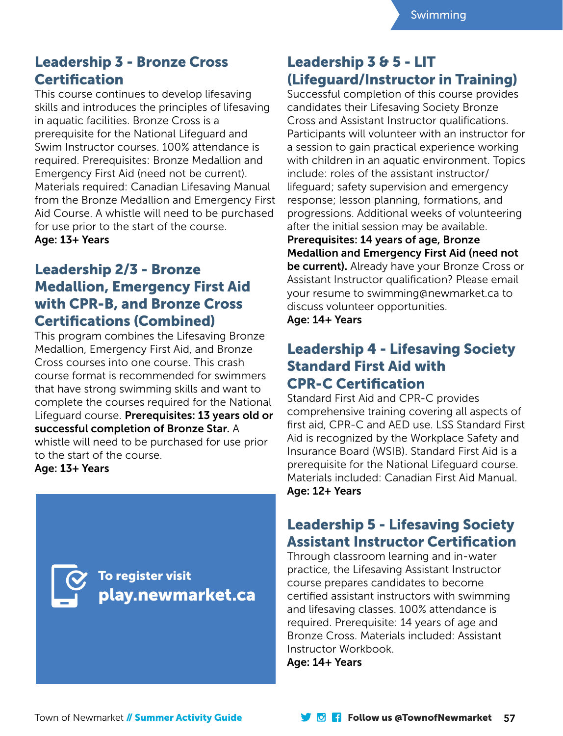## Leadership 3 - Bronze Cross Certification

This course continues to develop lifesaving skills and introduces the principles of lifesaving in aquatic facilities. Bronze Cross is a prerequisite for the National Lifeguard and Swim Instructor courses. 100% attendance is required. Prerequisites: Bronze Medallion and Emergency First Aid (need not be current). Materials required: Canadian Lifesaving Manual from the Bronze Medallion and Emergency First Aid Course. A whistle will need to be purchased for use prior to the start of the course.

**Age: 13+ Years**

## Leadership 2/3 - Bronze Medallion, Emergency First Aid with CPR-B, and Bronze Cross Certifications (Combined)

This program combines the Lifesaving Bronze Medallion, Emergency First Aid, and Bronze Cross courses into one course. This crash course format is recommended for swimmers that have strong swimming skills and want to complete the courses required for the National Lifeguard course. **Prerequisites: 13 years old or successful completion of Bronze Star.** A whistle will need to be purchased for use prior to the start of the course.

**Age: 13+ Years**

**To register visit**
**play.newmarket.ca**

## Leadership 3 & 5 - LIT (Lifeguard/Instructor in Training)

Successful completion of this course provides candidates their Lifesaving Society Bronze Cross and Assistant Instructor qualifications. Participants will volunteer with an instructor for a session to gain practical experience working with children in an aquatic environment. Topics include: roles of the assistant instructor/ lifeguard; safety supervision and emergency response; lesson planning, formations, and progressions. Additional weeks of volunteering after the initial session may be available. **Prerequisites: 14 years of age, Bronze Medallion and Emergency First Aid (need not be current).** Already have your Bronze Cross or Assistant Instructor qualification? Please email your resume to swimming@newmarket.ca to discuss volunteer opportunities.

**Age: 14+ Years**

## Leadership 4 - Lifesaving Society Standard First Aid with CPR-C Certification

Standard First Aid and CPR-C provides comprehensive training covering all aspects of first aid, CPR-C and AED use. LSS Standard First Aid is recognized by the Workplace Safety and Insurance Board (WSIB). Standard First Aid is a prerequisite for the National Lifeguard course. Materials included: Canadian First Aid Manual.

**Age: 12+ Years**

## Leadership 5 - Lifesaving Society Assistant Instructor Certification

Through classroom learning and in-water practice, the Lifesaving Assistant Instructor course prepares candidates to become certified assistant instructors with swimming and lifesaving classes. 100% attendance is required. Prerequisite: 14 years of age and Bronze Cross. Materials included: Assistant Instructor Workbook.

**Age: 14+ Years**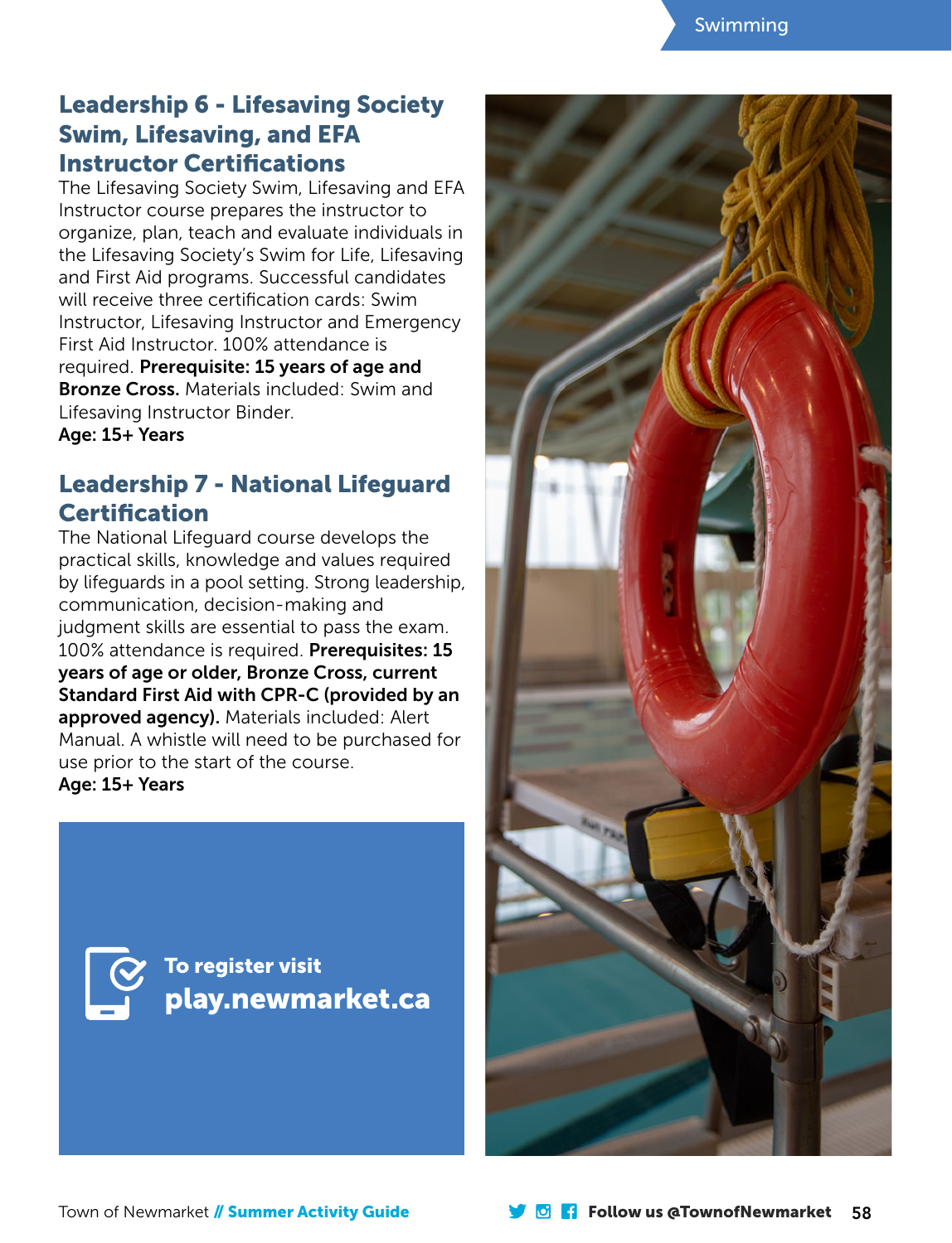## Leadership 6 - Lifesaving Society Swim, Lifesaving, and EFA Instructor Certifications

The Lifesaving Society Swim, Lifesaving and EFA Instructor course prepares the instructor to organize, plan, teach and evaluate individuals in the Lifesaving Society's Swim for Life, Lifesaving and First Aid programs. Successful candidates will receive three certification cards: Swim Instructor, Lifesaving Instructor and Emergency First Aid Instructor. 100% attendance is required. **Prerequisite: 15 years of age and Bronze Cross.** Materials included: Swim and Lifesaving Instructor Binder.

**Age: 15+ Years**

## Leadership 7 - National Lifeguard Certification

The National Lifeguard course develops the practical skills, knowledge and values required by lifeguards in a pool setting. Strong leadership, communication, decision-making and judgment skills are essential to pass the exam. 100% attendance is required. **Prerequisites: 15 years of age or older, Bronze Cross, current Standard First Aid with CPR-C (provided by an approved agency).** Materials included: Alert Manual. A whistle will need to be purchased for use prior to the start of the course.

**Age: 15+ Years**

**To register visit**
**play.newmarket.ca**